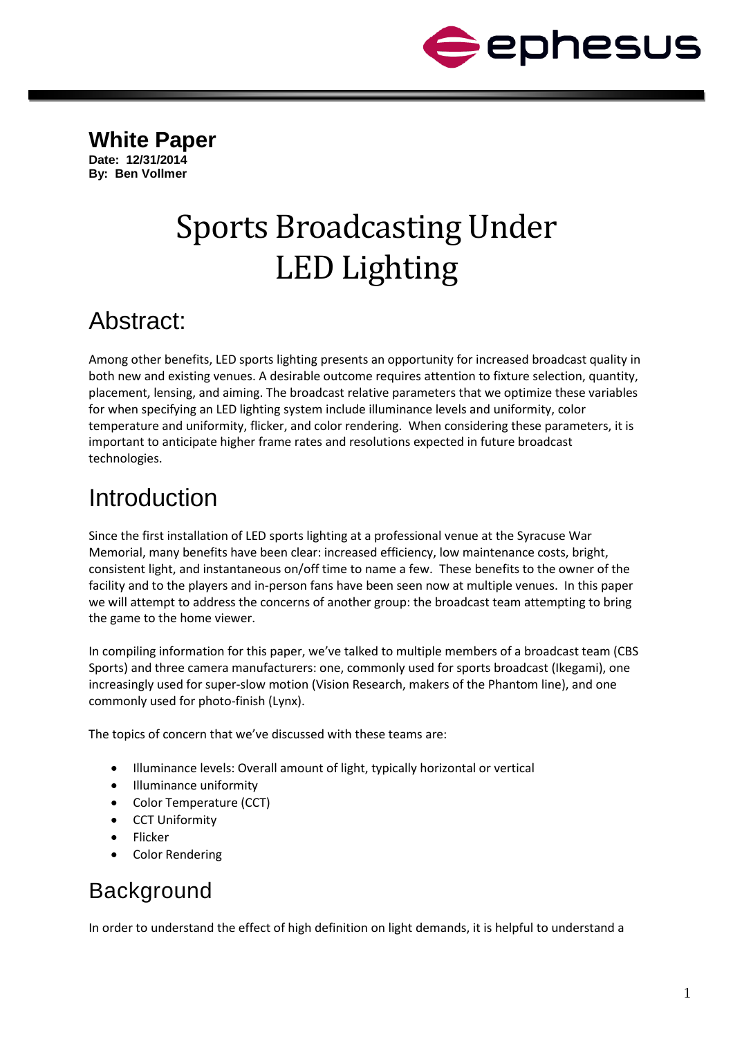## White Paper

**Date: 12/31/2014**
**By: Ben Vollmer**

# Sports Broadcasting Under LED Lighting

## Abstract:

Among other benefits, LED sports lighting presents an opportunity for increased broadcast quality in both new and existing venues. A desirable outcome requires attention to fixture selection, quantity, placement, lensing, and aiming. The broadcast relative parameters that we optimize these variables for when specifying an LED lighting system include illuminance levels and uniformity, color temperature and uniformity, flicker, and color rendering. When considering these parameters, it is important to anticipate higher frame rates and resolutions expected in future broadcast technologies.

## Introduction

Since the first installation of LED sports lighting at a professional venue at the Syracuse War Memorial, many benefits have been clear: increased efficiency, low maintenance costs, bright, consistent light, and instantaneous on/off time to name a few. These benefits to the owner of the facility and to the players and in-person fans have been seen now at multiple venues. In this paper we will attempt to address the concerns of another group: the broadcast team attempting to bring the game to the home viewer.

In compiling information for this paper, we've talked to multiple members of a broadcast team (CBS Sports) and three camera manufacturers: one, commonly used for sports broadcast (Ikegami), one increasingly used for super-slow motion (Vision Research, makers of the Phantom line), and one commonly used for photo-finish (Lynx).

The topics of concern that we've discussed with these teams are:

- Illuminance levels: Overall amount of light, typically horizontal or vertical
- Illuminance uniformity
- Color Temperature (CCT)
- CCT Uniformity
- Flicker
- Color Rendering

## Background

In order to understand the effect of high definition on light demands, it is helpful to understand a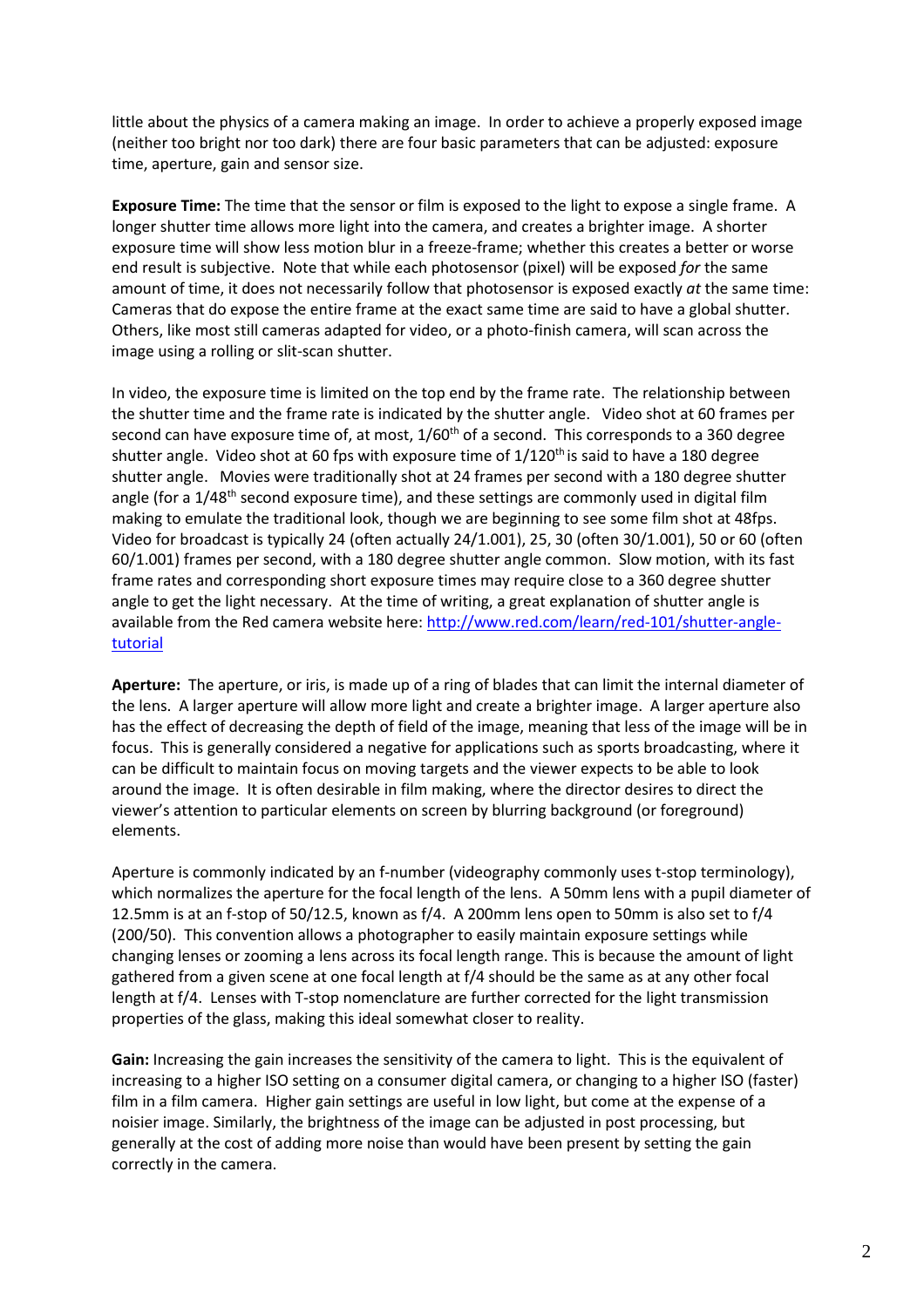little about the physics of a camera making an image. In order to achieve a properly exposed image (neither too bright nor too dark) there are four basic parameters that can be adjusted: exposure time, aperture, gain and sensor size.

**Exposure Time:** The time that the sensor or film is exposed to the light to expose a single frame. A longer shutter time allows more light into the camera, and creates a brighter image. A shorter exposure time will show less motion blur in a freeze-frame; whether this creates a better or worse end result is subjective. Note that while each photosensor (pixel) will be exposed *for* the same amount of time, it does not necessarily follow that photosensor is exposed exactly *at* the same time: Cameras that do expose the entire frame at the exact same time are said to have a global shutter. Others, like most still cameras adapted for video, or a photo-finish camera, will scan across the image using a rolling or slit-scan shutter.

In video, the exposure time is limited on the top end by the frame rate. The relationship between the shutter time and the frame rate is indicated by the shutter angle. Video shot at 60 frames per second can have exposure time of, at most, 1/60th of a second. This corresponds to a 360 degree shutter angle. Video shot at 60 fps with exposure time of 1/120th is said to have a 180 degree shutter angle. Movies were traditionally shot at 24 frames per second with a 180 degree shutter angle (for a 1/48th second exposure time), and these settings are commonly used in digital film making to emulate the traditional look, though we are beginning to see some film shot at 48fps. Video for broadcast is typically 24 (often actually 24/1.001), 25, 30 (often 30/1.001), 50 or 60 (often 60/1.001) frames per second, with a 180 degree shutter angle common. Slow motion, with its fast frame rates and corresponding short exposure times may require close to a 360 degree shutter angle to get the light necessary. At the time of writing, a great explanation of shutter angle is available from the Red camera website here: [http://www.red.com/learn/red-101/shutter-angle-tutorial](http://www.red.com/learn/red-101/shutter-angle-tutorial)

**Aperture:** The aperture, or iris, is made up of a ring of blades that can limit the internal diameter of the lens. A larger aperture will allow more light and create a brighter image. A larger aperture also has the effect of decreasing the depth of field of the image, meaning that less of the image will be in focus. This is generally considered a negative for applications such as sports broadcasting, where it can be difficult to maintain focus on moving targets and the viewer expects to be able to look around the image. It is often desirable in film making, where the director desires to direct the viewer's attention to particular elements on screen by blurring background (or foreground) elements.

Aperture is commonly indicated by an f-number (videography commonly uses t-stop terminology), which normalizes the aperture for the focal length of the lens. A 50mm lens with a pupil diameter of 12.5mm is at an f-stop of 50/12.5, known as f/4. A 200mm lens open to 50mm is also set to f/4 (200/50). This convention allows a photographer to easily maintain exposure settings while changing lenses or zooming a lens across its focal length range. This is because the amount of light gathered from a given scene at one focal length at f/4 should be the same as at any other focal length at f/4. Lenses with T-stop nomenclature are further corrected for the light transmission properties of the glass, making this ideal somewhat closer to reality.

**Gain:** Increasing the gain increases the sensitivity of the camera to light. This is the equivalent of increasing to a higher ISO setting on a consumer digital camera, or changing to a higher ISO (faster) film in a film camera. Higher gain settings are useful in low light, but come at the expense of a noisier image. Similarly, the brightness of the image can be adjusted in post processing, but generally at the cost of adding more noise than would have been present by setting the gain correctly in the camera.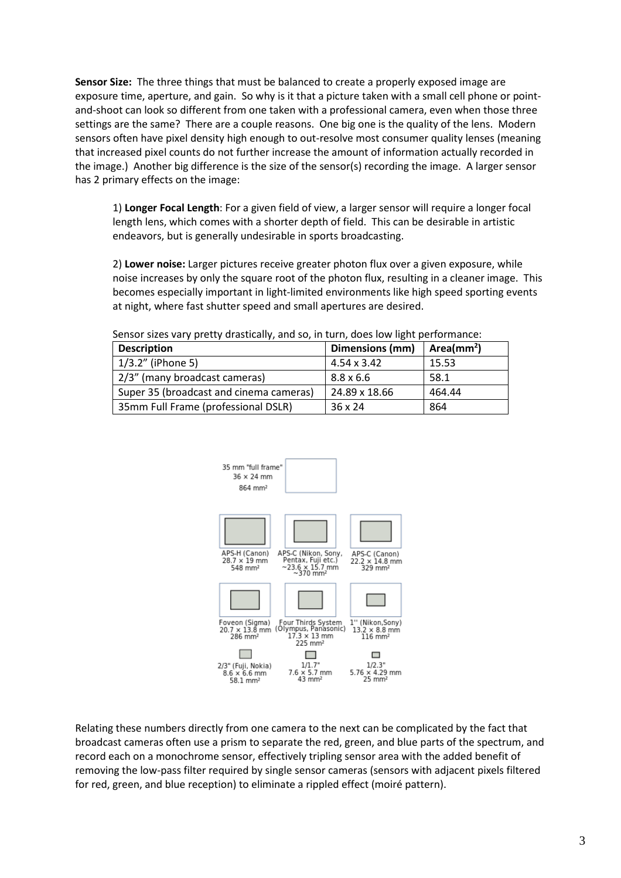**Sensor Size:** The three things that must be balanced to create a properly exposed image are exposure time, aperture, and gain. So why is it that a picture taken with a small cell phone or point-and-shoot can look so different from one taken with a professional camera, even when those three settings are the same? There are a couple reasons. One big one is the quality of the lens. Modern sensors often have pixel density high enough to out-resolve most consumer quality lenses (meaning that increased pixel counts do not further increase the amount of information actually recorded in the image.) Another big difference is the size of the sensor(s) recording the image. A larger sensor has 2 primary effects on the image:

1) **Longer Focal Length**: For a given field of view, a larger sensor will require a longer focal length lens, which comes with a shorter depth of field. This can be desirable in artistic endeavors, but is generally undesirable in sports broadcasting.

2) **Lower noise:** Larger pictures receive greater photon flux over a given exposure, while noise increases by only the square root of the photon flux, resulting in a cleaner image. This becomes especially important in light-limited environments like high speed sporting events at night, where fast shutter speed and small apertures are desired.

Sensor sizes vary pretty drastically, and so, in turn, does low light performance:

| Description | Dimensions (mm) | Area($mm^2$) |
|---|---|---|
| 1/3.2" (iPhone 5) | 4.54 x 3.42 | 15.53 |
| 2/3" (many broadcast cameras) | 8.8 x 6.6 | 58.1 |
| Super 35 (broadcast and cinema cameras) | 24.89 x 18.66 | 464.44 |
| 35mm Full Frame (professional DSLR) | 36 x 24 | 864 |

Relating these numbers directly from one camera to the next can be complicated by the fact that broadcast cameras often use a prism to separate the red, green, and blue parts of the spectrum, and record each on a monochrome sensor, effectively tripling sensor area with the added benefit of removing the low-pass filter required by single sensor cameras (sensors with adjacent pixels filtered for red, green, and blue reception) to eliminate a rippled effect (moiré pattern).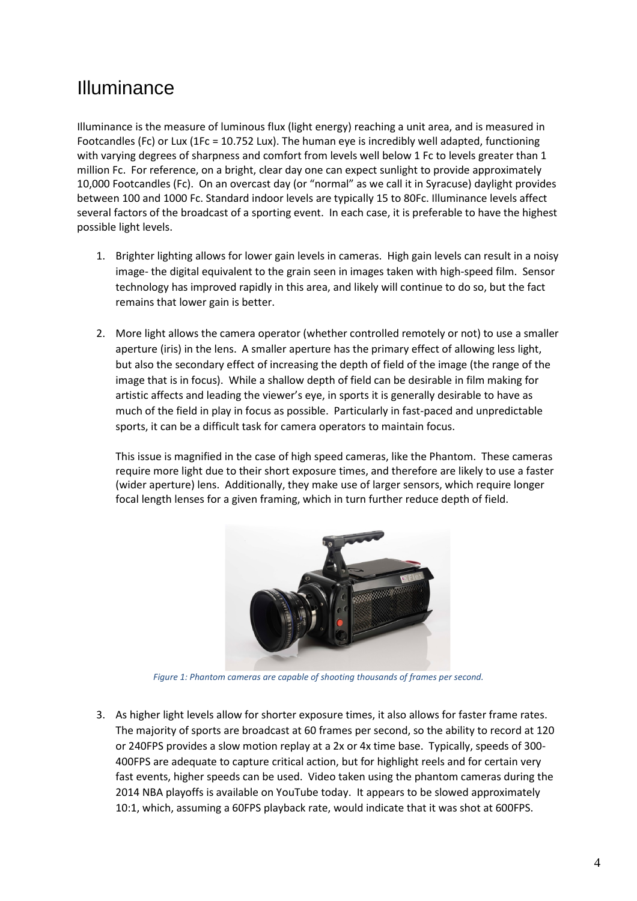# Illuminance

Illuminance is the measure of luminous flux (light energy) reaching a unit area, and is measured in Footcandles (Fc) or Lux (1Fc = 10.752 Lux). The human eye is incredibly well adapted, functioning with varying degrees of sharpness and comfort from levels well below 1 Fc to levels greater than 1 million Fc. For reference, on a bright, clear day one can expect sunlight to provide approximately 10,000 Footcandles (Fc). On an overcast day (or "normal" as we call it in Syracuse) daylight provides between 100 and 1000 Fc. Standard indoor levels are typically 15 to 80Fc. Illuminance levels affect several factors of the broadcast of a sporting event. In each case, it is preferable to have the highest possible light levels.

1. Brighter lighting allows for lower gain levels in cameras. High gain levels can result in a noisy image- the digital equivalent to the grain seen in images taken with high-speed film. Sensor technology has improved rapidly in this area, and likely will continue to do so, but the fact remains that lower gain is better.

2. More light allows the camera operator (whether controlled remotely or not) to use a smaller aperture (iris) in the lens. A smaller aperture has the primary effect of allowing less light, but also the secondary effect of increasing the depth of field of the image (the range of the image that is in focus). While a shallow depth of field can be desirable in film making for artistic affects and leading the viewer's eye, in sports it is generally desirable to have as much of the field in play in focus as possible. Particularly in fast-paced and unpredictable sports, it can be a difficult task for camera operators to maintain focus.

   This issue is magnified in the case of high speed cameras, like the Phantom. These cameras require more light due to their short exposure times, and therefore are likely to use a faster (wider aperture) lens. Additionally, they make use of larger sensors, which require longer focal length lenses for a given framing, which in turn further reduce depth of field.

   *Figure 1: Phantom cameras are capable of shooting thousands of frames per second.*

3. As higher light levels allow for shorter exposure times, it also allows for faster frame rates. The majority of sports are broadcast at 60 frames per second, so the ability to record at 120 or 240FPS provides a slow motion replay at a 2x or 4x time base. Typically, speeds of 300-400FPS are adequate to capture critical action, but for highlight reels and for certain very fast events, higher speeds can be used. Video taken using the phantom cameras during the 2014 NBA playoffs is available on YouTube today. It appears to be slowed approximately 10:1, which, assuming a 60FPS playback rate, would indicate that it was shot at 600FPS.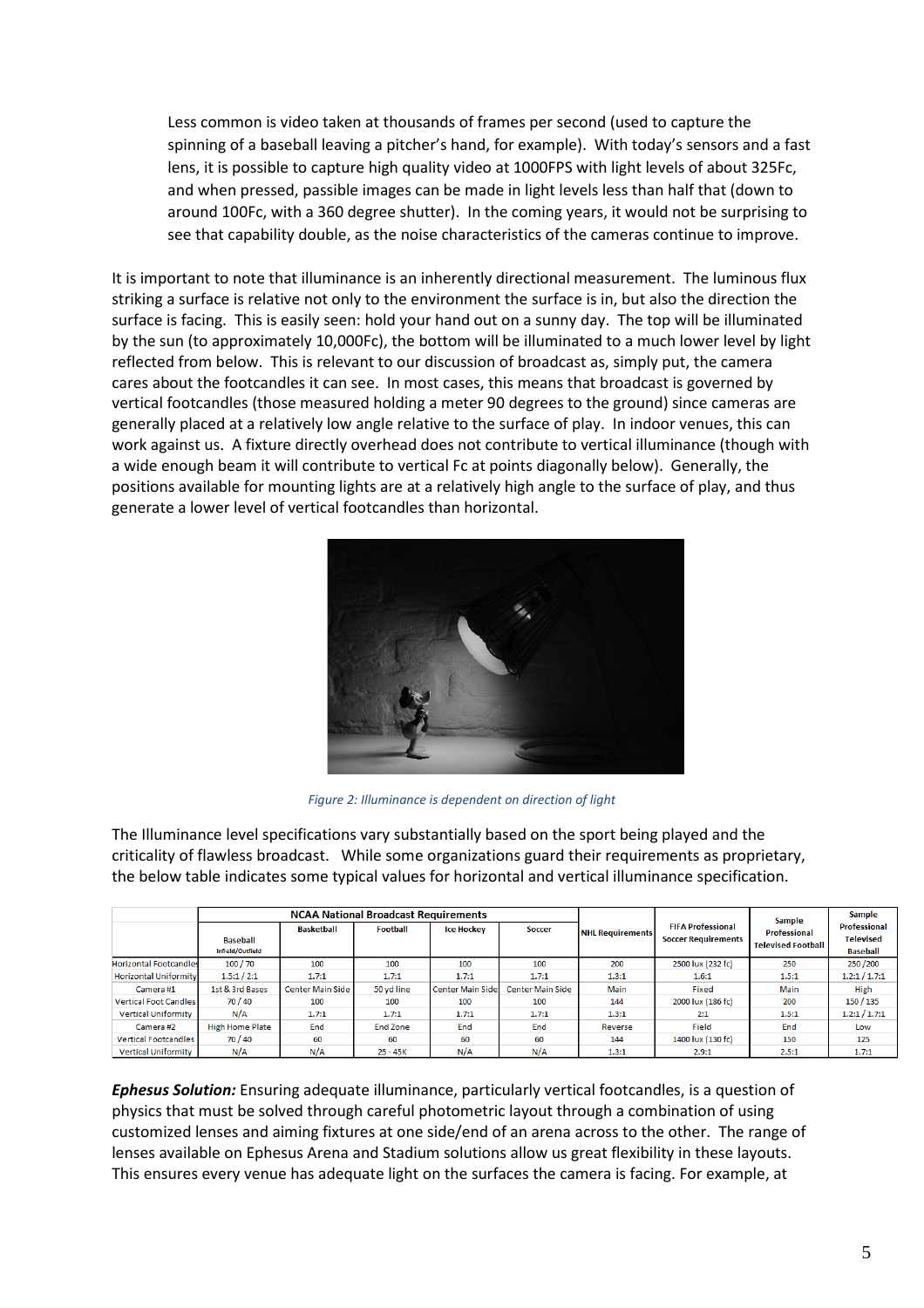Less common is video taken at thousands of frames per second (used to capture the spinning of a baseball leaving a pitcher's hand, for example). With today's sensors and a fast lens, it is possible to capture high quality video at 1000FPS with light levels of about 325Fc, and when pressed, passible images can be made in light levels less than half that (down to around 100Fc, with a 360 degree shutter). In the coming years, it would not be surprising to see that capability double, as the noise characteristics of the cameras continue to improve.

It is important to note that illuminance is an inherently directional measurement. The luminous flux striking a surface is relative not only to the environment the surface is in, but also the direction the surface is facing. This is easily seen: hold your hand out on a sunny day. The top will be illuminated by the sun (to approximately 10,000Fc), the bottom will be illuminated to a much lower level by light reflected from below. This is relevant to our discussion of broadcast as, simply put, the camera cares about the footcandles it can see. In most cases, this means that broadcast is governed by vertical footcandles (those measured holding a meter 90 degrees to the ground) since cameras are generally placed at a relatively low angle relative to the surface of play. In indoor venues, this can work against us. A fixture directly overhead does not contribute to vertical illuminance (though with a wide enough beam it will contribute to vertical Fc at points diagonally below). Generally, the positions available for mounting lights are at a relatively high angle to the surface of play, and thus generate a lower level of vertical footcandles than horizontal.

*Figure 2: Illuminance is dependent on direction of light*

The Illuminance level specifications vary substantially based on the sport being played and the criticality of flawless broadcast. While some organizations guard their requirements as proprietary, the below table indicates some typical values for horizontal and vertical illuminance specification.

| | NCAA National Broadcast Requirements | | | | | NHL Requirements | FIFA Professional Soccer Requirements | Sample Professional Televised Football | Sample Professional Televised Baseball |
|---|---|---|---|---|---|---|---|---|---|
| | Baseball Infield/Outfield | Basketball | Football | Ice Hockey | Soccer | | | | |
| Horizontal Footcandles | 100 / 70 | 100 | 100 | 100 | 100 | 200 | 2500 lux (232 fc) | 250 | 250 /200 |
| Horizontal Uniformity | 1.5:1 / 2:1 | 1.7:1 | 1.7:1 | 1.7:1 | 1.7:1 | 1.3:1 | 1.6:1 | 1.5:1 | 1.2:1 / 1.7:1 |
| Camera #1 | 1st & 3rd Bases | Center Main Side | 50 yd line | Center Main Side | Center Main Side | Main | Fixed | Main | High |
| Vertical Foot Candles | 70 / 40 | 100 | 100 | 100 | 100 | 144 | 2000 lux (186 fc) | 200 | 150 / 135 |
| Vertical Uniformity | N/A | 1.7:1 | 1.7:1 | 1.7:1 | 1.7:1 | 1.3:1 | 2:1 | 1.5:1 | 1.2:1 / 1.7:1 |
| Camera #2 | High Home Plate | End | End Zone | End | End | Reverse | Field | End | Low |
| Vertical Footcandles | 70 / 40 | 60 | 60 | 60 | 60 | 144 | 1400 lux (130 fc) | 150 | 125 |
| Vertical Uniformity | N/A | N/A | 25 - 45K | N/A | N/A | 1.3:1 | 2.9:1 | 2.5:1 | 1.7:1 |

***Ephesus Solution:*** Ensuring adequate illuminance, particularly vertical footcandles, is a question of physics that must be solved through careful photometric layout through a combination of using customized lenses and aiming fixtures at one side/end of an arena across to the other. The range of lenses available on Ephesus Arena and Stadium solutions allow us great flexibility in these layouts. This ensures every venue has adequate light on the surfaces the camera is facing. For example, at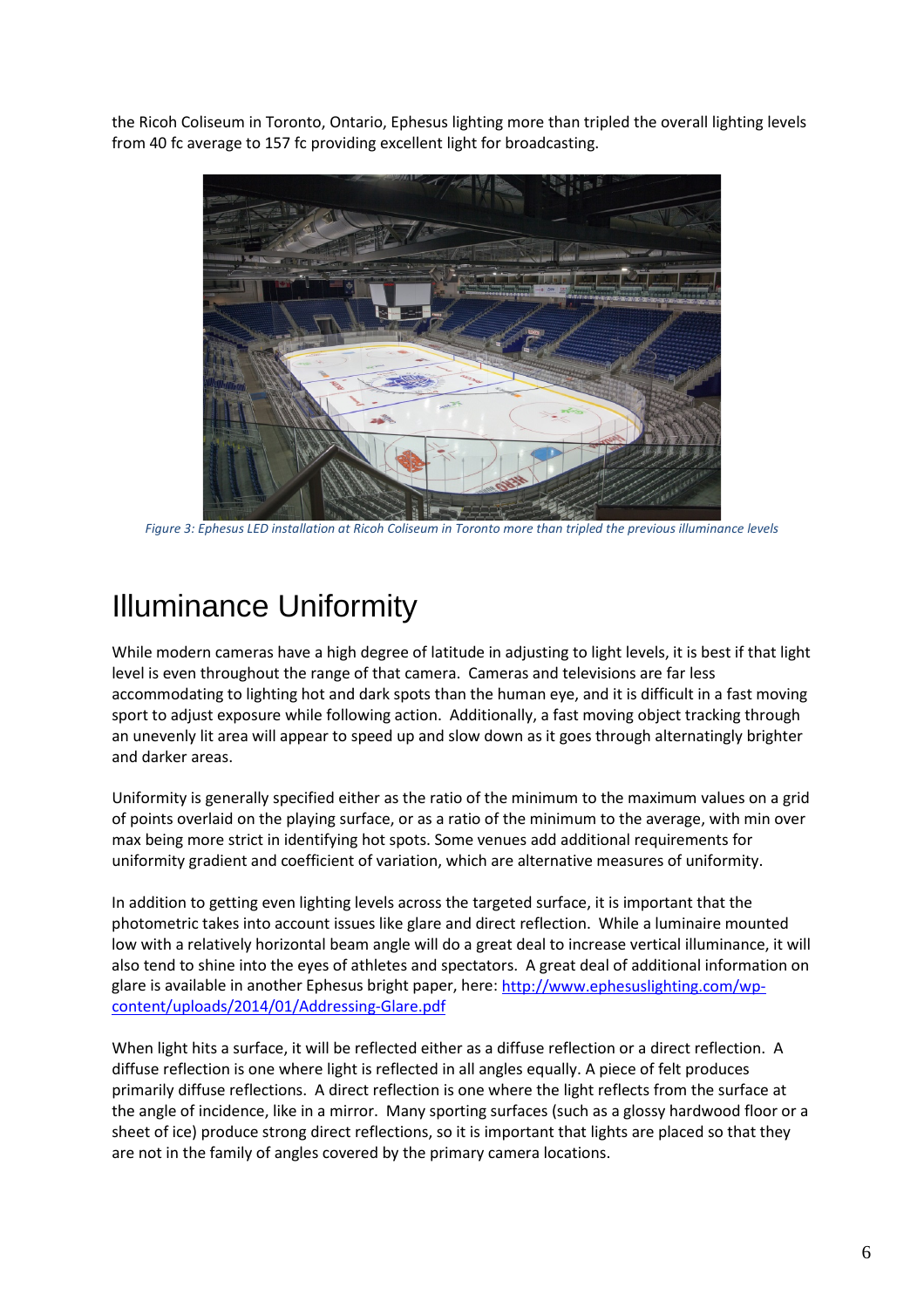the Ricoh Coliseum in Toronto, Ontario, Ephesus lighting more than tripled the overall lighting levels from 40 fc average to 157 fc providing excellent light for broadcasting.

*Figure 3: Ephesus LED installation at Ricoh Coliseum in Toronto more than tripled the previous illuminance levels*

# Illuminance Uniformity

While modern cameras have a high degree of latitude in adjusting to light levels, it is best if that light level is even throughout the range of that camera. Cameras and televisions are far less accommodating to lighting hot and dark spots than the human eye, and it is difficult in a fast moving sport to adjust exposure while following action. Additionally, a fast moving object tracking through an unevenly lit area will appear to speed up and slow down as it goes through alternatingly brighter and darker areas.

Uniformity is generally specified either as the ratio of the minimum to the maximum values on a grid of points overlaid on the playing surface, or as a ratio of the minimum to the average, with min over max being more strict in identifying hot spots. Some venues add additional requirements for uniformity gradient and coefficient of variation, which are alternative measures of uniformity.

In addition to getting even lighting levels across the targeted surface, it is important that the photometric takes into account issues like glare and direct reflection. While a luminaire mounted low with a relatively horizontal beam angle will do a great deal to increase vertical illuminance, it will also tend to shine into the eyes of athletes and spectators. A great deal of additional information on glare is available in another Ephesus bright paper, here: [http://www.ephesuslighting.com/wp-content/uploads/2014/01/Addressing-Glare.pdf](http://www.ephesuslighting.com/wp-content/uploads/2014/01/Addressing-Glare.pdf)

When light hits a surface, it will be reflected either as a diffuse reflection or a direct reflection. A diffuse reflection is one where light is reflected in all angles equally. A piece of felt produces primarily diffuse reflections. A direct reflection is one where the light reflects from the surface at the angle of incidence, like in a mirror. Many sporting surfaces (such as a glossy hardwood floor or a sheet of ice) produce strong direct reflections, so it is important that lights are placed so that they are not in the family of angles covered by the primary camera locations.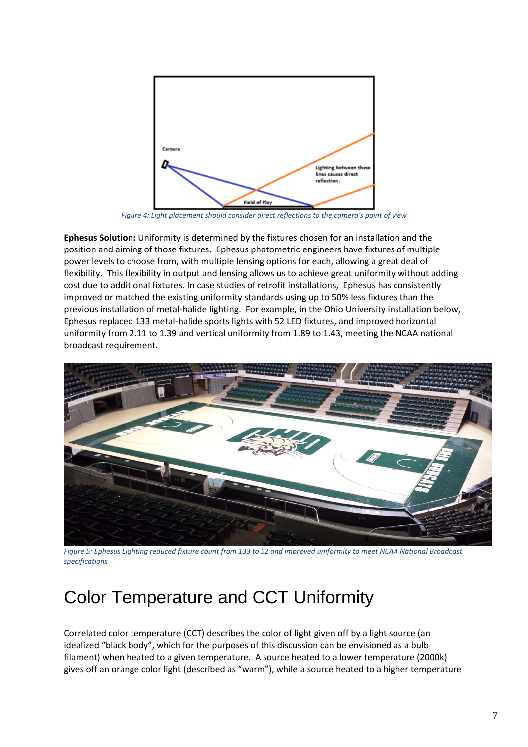Figure 4: Light placement should consider direct reflections to the camera's point of view

**Ephesus Solution:** Uniformity is determined by the fixtures chosen for an installation and the position and aiming of those fixtures. Ephesus photometric engineers have fixtures of multiple power levels to choose from, with multiple lensing options for each, allowing a great deal of flexibility. This flexibility in output and lensing allows us to achieve great uniformity without adding cost due to additional fixtures. In case studies of retrofit installations, Ephesus has consistently improved or matched the existing uniformity standards using up to 50% less fixtures than the previous installation of metal-halide lighting. For example, in the Ohio University installation below, Ephesus replaced 133 metal-halide sports lights with 52 LED fixtures, and improved horizontal uniformity from 2.11 to 1.39 and vertical uniformity from 1.89 to 1.43, meeting the NCAA national broadcast requirement.

Figure 5: Ephesus Lighting reduced fixture count from 133 to 52 and improved uniformity to meet NCAA National Broadcast specifications

# Color Temperature and CCT Uniformity

Correlated color temperature (CCT) describes the color of light given off by a light source (an idealized "black body", which for the purposes of this discussion can be envisioned as a bulb filament) when heated to a given temperature. A source heated to a lower temperature (2000k) gives off an orange color light (described as "warm"), while a source heated to a higher temperature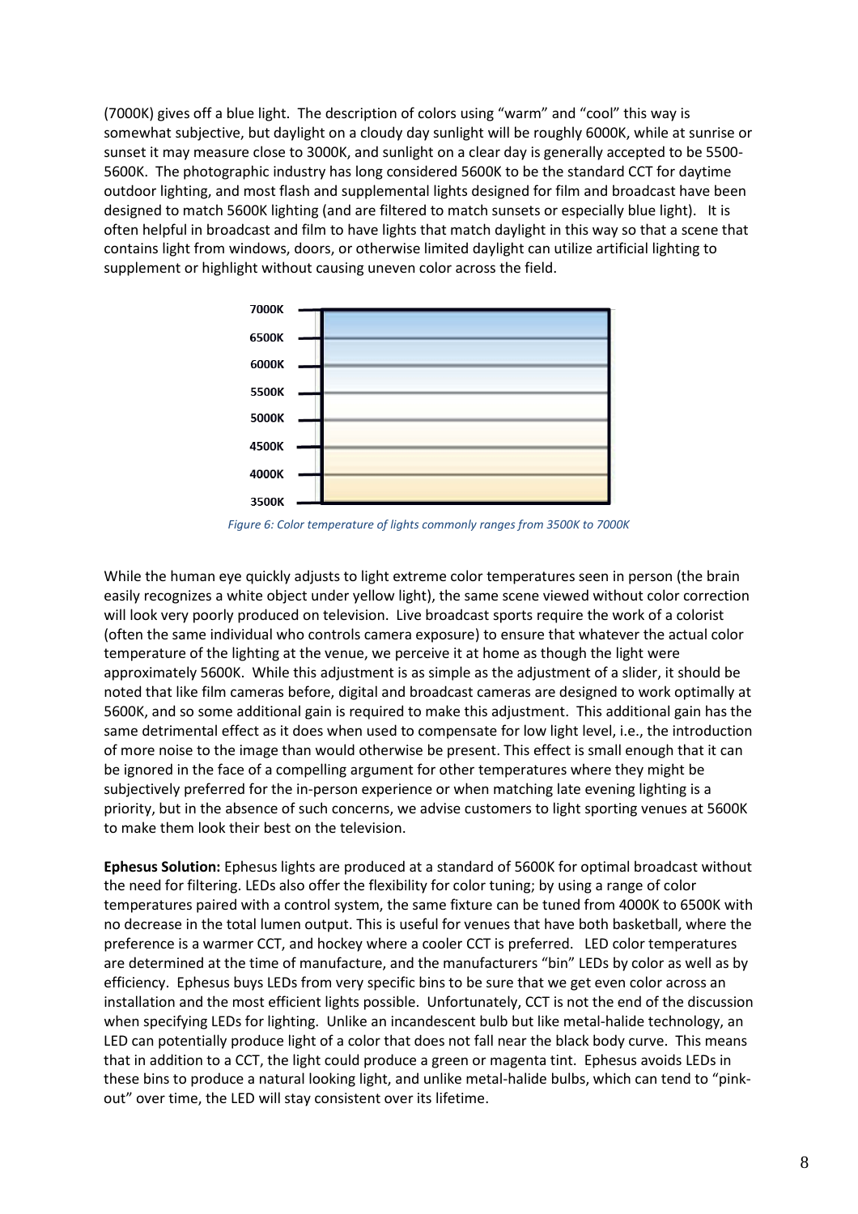(7000K) gives off a blue light. The description of colors using "warm" and "cool" this way is somewhat subjective, but daylight on a cloudy day sunlight will be roughly 6000K, while at sunrise or sunset it may measure close to 3000K, and sunlight on a clear day is generally accepted to be 5500-5600K. The photographic industry has long considered 5600K to be the standard CCT for daytime outdoor lighting, and most flash and supplemental lights designed for film and broadcast have been designed to match 5600K lighting (and are filtered to match sunsets or especially blue light). It is often helpful in broadcast and film to have lights that match daylight in this way so that a scene that contains light from windows, doors, or otherwise limited daylight can utilize artificial lighting to supplement or highlight without causing uneven color across the field.

*Figure 6: Color temperature of lights commonly ranges from 3500K to 7000K*

While the human eye quickly adjusts to light extreme color temperatures seen in person (the brain easily recognizes a white object under yellow light), the same scene viewed without color correction will look very poorly produced on television. Live broadcast sports require the work of a colorist (often the same individual who controls camera exposure) to ensure that whatever the actual color temperature of the lighting at the venue, we perceive it at home as though the light were approximately 5600K. While this adjustment is as simple as the adjustment of a slider, it should be noted that like film cameras before, digital and broadcast cameras are designed to work optimally at 5600K, and so some additional gain is required to make this adjustment. This additional gain has the same detrimental effect as it does when used to compensate for low light level, i.e., the introduction of more noise to the image than would otherwise be present. This effect is small enough that it can be ignored in the face of a compelling argument for other temperatures where they might be subjectively preferred for the in-person experience or when matching late evening lighting is a priority, but in the absence of such concerns, we advise customers to light sporting venues at 5600K to make them look their best on the television.

**Ephesus Solution:** Ephesus lights are produced at a standard of 5600K for optimal broadcast without the need for filtering. LEDs also offer the flexibility for color tuning; by using a range of color temperatures paired with a control system, the same fixture can be tuned from 4000K to 6500K with no decrease in the total lumen output. This is useful for venues that have both basketball, where the preference is a warmer CCT, and hockey where a cooler CCT is preferred. LED color temperatures are determined at the time of manufacture, and the manufacturers "bin" LEDs by color as well as by efficiency. Ephesus buys LEDs from very specific bins to be sure that we get even color across an installation and the most efficient lights possible. Unfortunately, CCT is not the end of the discussion when specifying LEDs for lighting. Unlike an incandescent bulb but like metal-halide technology, an LED can potentially produce light of a color that does not fall near the black body curve. This means that in addition to a CCT, the light could produce a green or magenta tint. Ephesus avoids LEDs in these bins to produce a natural looking light, and unlike metal-halide bulbs, which can tend to "pink-out" over time, the LED will stay consistent over its lifetime.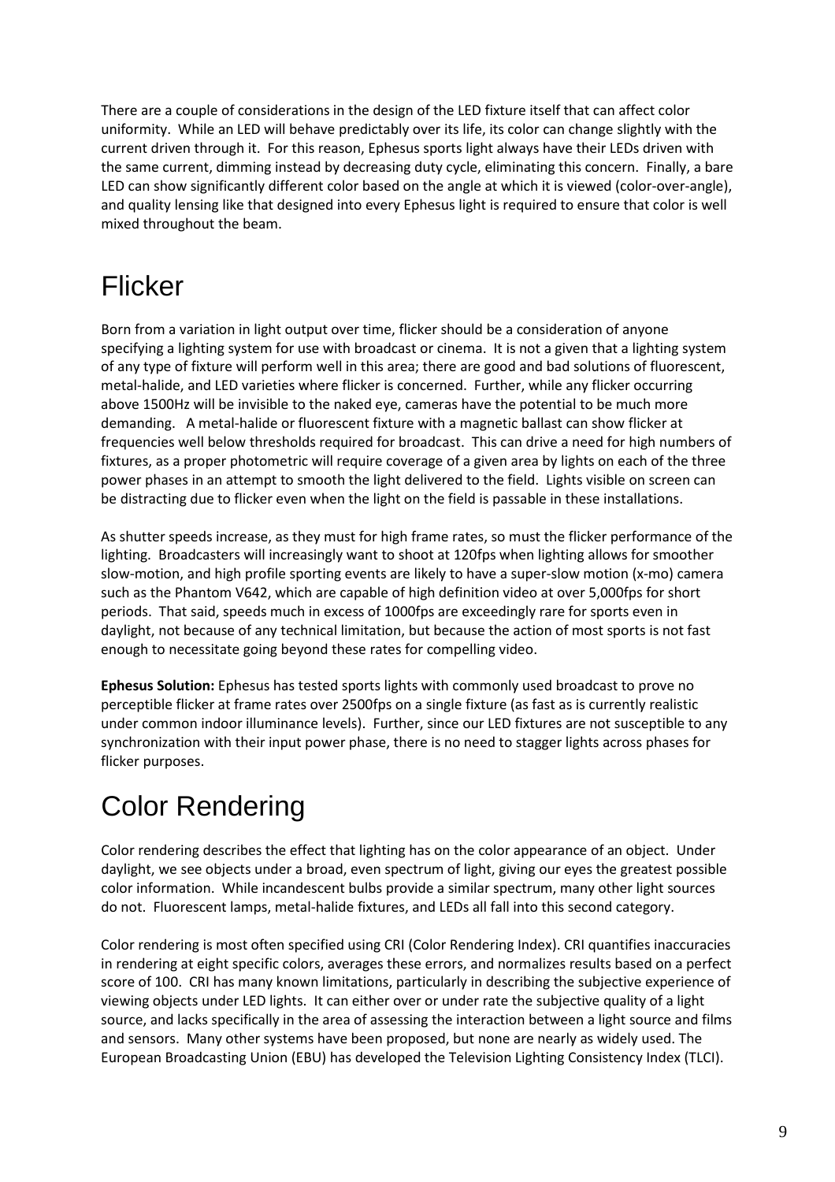There are a couple of considerations in the design of the LED fixture itself that can affect color uniformity. While an LED will behave predictably over its life, its color can change slightly with the current driven through it. For this reason, Ephesus sports light always have their LEDs driven with the same current, dimming instead by decreasing duty cycle, eliminating this concern. Finally, a bare LED can show significantly different color based on the angle at which it is viewed (color-over-angle), and quality lensing like that designed into every Ephesus light is required to ensure that color is well mixed throughout the beam.

# Flicker

Born from a variation in light output over time, flicker should be a consideration of anyone specifying a lighting system for use with broadcast or cinema. It is not a given that a lighting system of any type of fixture will perform well in this area; there are good and bad solutions of fluorescent, metal-halide, and LED varieties where flicker is concerned. Further, while any flicker occurring above 1500Hz will be invisible to the naked eye, cameras have the potential to be much more demanding. A metal-halide or fluorescent fixture with a magnetic ballast can show flicker at frequencies well below thresholds required for broadcast. This can drive a need for high numbers of fixtures, as a proper photometric will require coverage of a given area by lights on each of the three power phases in an attempt to smooth the light delivered to the field. Lights visible on screen can be distracting due to flicker even when the light on the field is passable in these installations.

As shutter speeds increase, as they must for high frame rates, so must the flicker performance of the lighting. Broadcasters will increasingly want to shoot at 120fps when lighting allows for smoother slow-motion, and high profile sporting events are likely to have a super-slow motion (x-mo) camera such as the Phantom V642, which are capable of high definition video at over 5,000fps for short periods. That said, speeds much in excess of 1000fps are exceedingly rare for sports even in daylight, not because of any technical limitation, but because the action of most sports is not fast enough to necessitate going beyond these rates for compelling video.

**Ephesus Solution:** Ephesus has tested sports lights with commonly used broadcast to prove no perceptible flicker at frame rates over 2500fps on a single fixture (as fast as is currently realistic under common indoor illuminance levels). Further, since our LED fixtures are not susceptible to any synchronization with their input power phase, there is no need to stagger lights across phases for flicker purposes.

# Color Rendering

Color rendering describes the effect that lighting has on the color appearance of an object. Under daylight, we see objects under a broad, even spectrum of light, giving our eyes the greatest possible color information. While incandescent bulbs provide a similar spectrum, many other light sources do not. Fluorescent lamps, metal-halide fixtures, and LEDs all fall into this second category.

Color rendering is most often specified using CRI (Color Rendering Index). CRI quantifies inaccuracies in rendering at eight specific colors, averages these errors, and normalizes results based on a perfect score of 100. CRI has many known limitations, particularly in describing the subjective experience of viewing objects under LED lights. It can either over or under rate the subjective quality of a light source, and lacks specifically in the area of assessing the interaction between a light source and films and sensors. Many other systems have been proposed, but none are nearly as widely used. The European Broadcasting Union (EBU) has developed the Television Lighting Consistency Index (TLCI).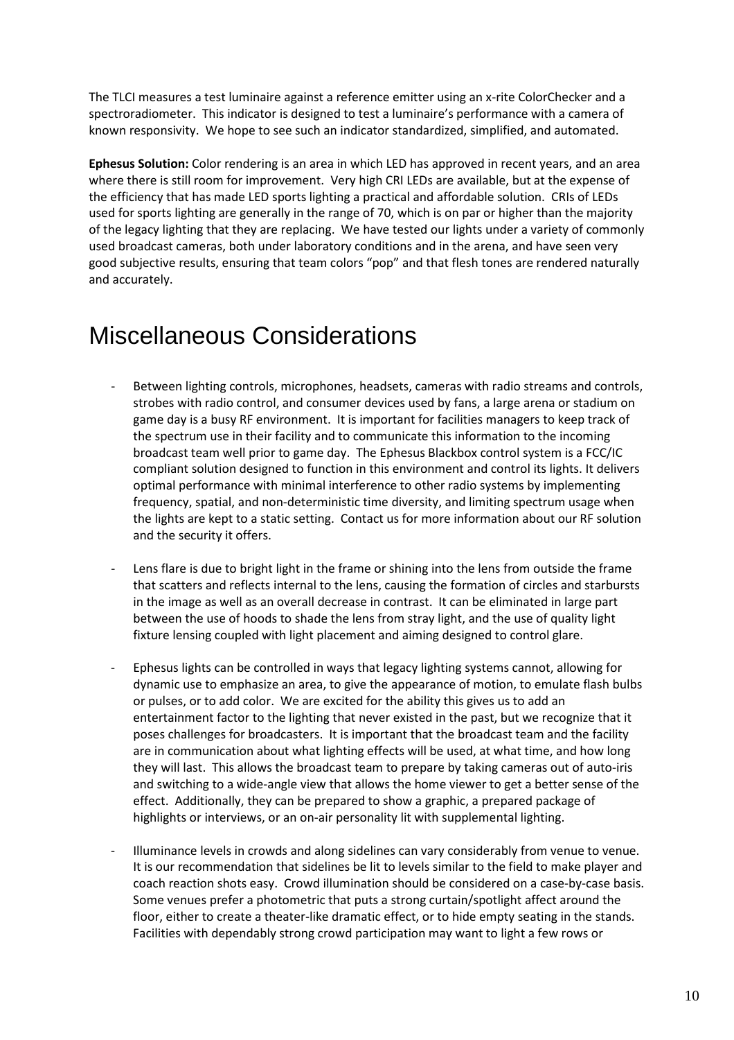The TLCI measures a test luminaire against a reference emitter using an x-rite ColorChecker and a spectroradiometer. This indicator is designed to test a luminaire's performance with a camera of known responsivity. We hope to see such an indicator standardized, simplified, and automated.

**Ephesus Solution:** Color rendering is an area in which LED has approved in recent years, and an area where there is still room for improvement. Very high CRI LEDs are available, but at the expense of the efficiency that has made LED sports lighting a practical and affordable solution. CRIs of LEDs used for sports lighting are generally in the range of 70, which is on par or higher than the majority of the legacy lighting that they are replacing. We have tested our lights under a variety of commonly used broadcast cameras, both under laboratory conditions and in the arena, and have seen very good subjective results, ensuring that team colors "pop" and that flesh tones are rendered naturally and accurately.

# Miscellaneous Considerations

- Between lighting controls, microphones, headsets, cameras with radio streams and controls, strobes with radio control, and consumer devices used by fans, a large arena or stadium on game day is a busy RF environment. It is important for facilities managers to keep track of the spectrum use in their facility and to communicate this information to the incoming broadcast team well prior to game day. The Ephesus Blackbox control system is a FCC/IC compliant solution designed to function in this environment and control its lights. It delivers optimal performance with minimal interference to other radio systems by implementing frequency, spatial, and non-deterministic time diversity, and limiting spectrum usage when the lights are kept to a static setting. Contact us for more information about our RF solution and the security it offers.

- Lens flare is due to bright light in the frame or shining into the lens from outside the frame that scatters and reflects internal to the lens, causing the formation of circles and starbursts in the image as well as an overall decrease in contrast. It can be eliminated in large part between the use of hoods to shade the lens from stray light, and the use of quality light fixture lensing coupled with light placement and aiming designed to control glare.

- Ephesus lights can be controlled in ways that legacy lighting systems cannot, allowing for dynamic use to emphasize an area, to give the appearance of motion, to emulate flash bulbs or pulses, or to add color. We are excited for the ability this gives us to add an entertainment factor to the lighting that never existed in the past, but we recognize that it poses challenges for broadcasters. It is important that the broadcast team and the facility are in communication about what lighting effects will be used, at what time, and how long they will last. This allows the broadcast team to prepare by taking cameras out of auto-iris and switching to a wide-angle view that allows the home viewer to get a better sense of the effect. Additionally, they can be prepared to show a graphic, a prepared package of highlights or interviews, or an on-air personality lit with supplemental lighting.

- Illuminance levels in crowds and along sidelines can vary considerably from venue to venue. It is our recommendation that sidelines be lit to levels similar to the field to make player and coach reaction shots easy. Crowd illumination should be considered on a case-by-case basis. Some venues prefer a photometric that puts a strong curtain/spotlight affect around the floor, either to create a theater-like dramatic effect, or to hide empty seating in the stands. Facilities with dependably strong crowd participation may want to light a few rows or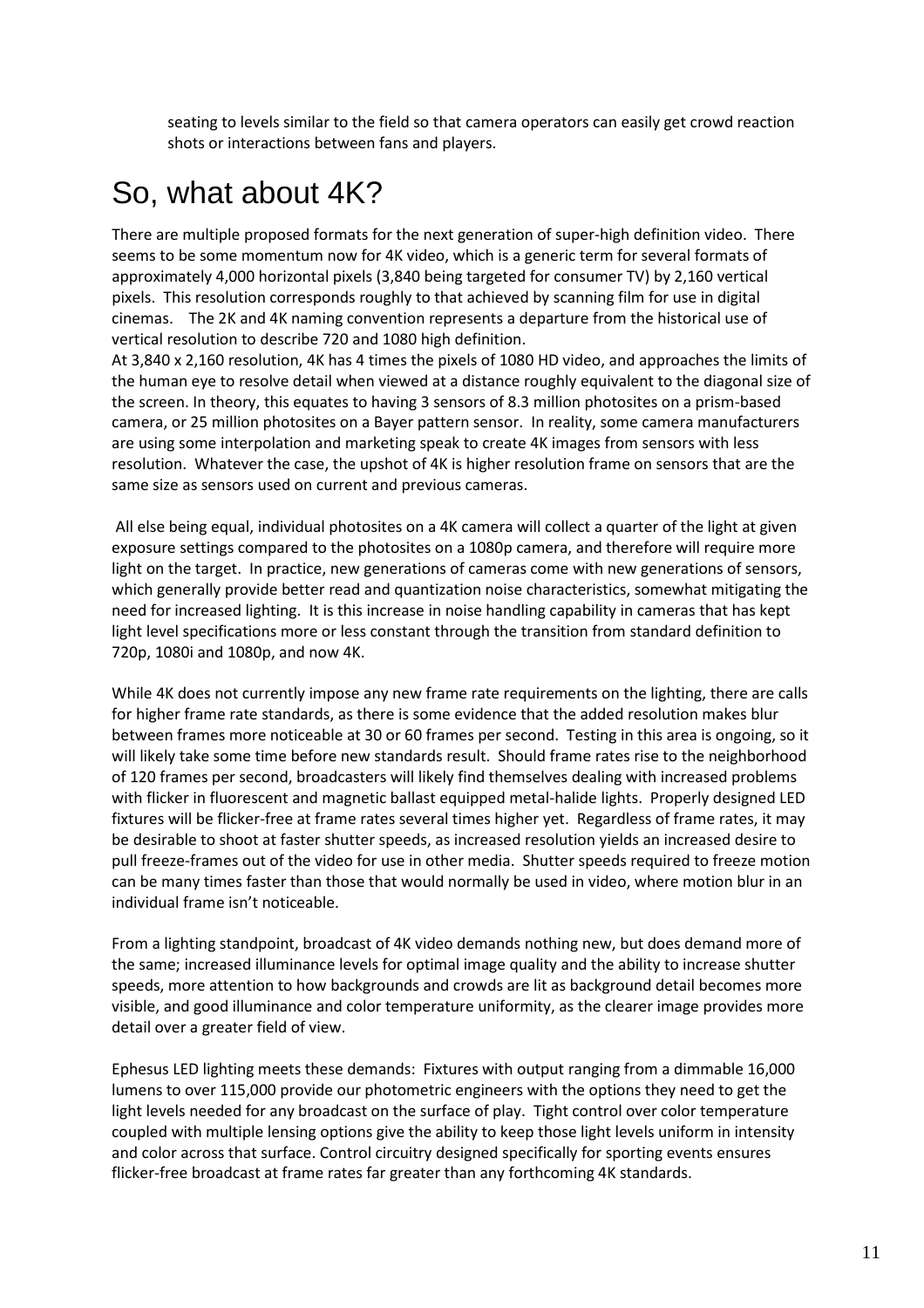seating to levels similar to the field so that camera operators can easily get crowd reaction shots or interactions between fans and players.

# So, what about 4K?

There are multiple proposed formats for the next generation of super-high definition video. There seems to be some momentum now for 4K video, which is a generic term for several formats of approximately 4,000 horizontal pixels (3,840 being targeted for consumer TV) by 2,160 vertical pixels. This resolution corresponds roughly to that achieved by scanning film for use in digital cinemas. The 2K and 4K naming convention represents a departure from the historical use of vertical resolution to describe 720 and 1080 high definition.

At 3,840 x 2,160 resolution, 4K has 4 times the pixels of 1080 HD video, and approaches the limits of the human eye to resolve detail when viewed at a distance roughly equivalent to the diagonal size of the screen. In theory, this equates to having 3 sensors of 8.3 million photosites on a prism-based camera, or 25 million photosites on a Bayer pattern sensor. In reality, some camera manufacturers are using some interpolation and marketing speak to create 4K images from sensors with less resolution. Whatever the case, the upshot of 4K is higher resolution frame on sensors that are the same size as sensors used on current and previous cameras.

All else being equal, individual photosites on a 4K camera will collect a quarter of the light at given exposure settings compared to the photosites on a 1080p camera, and therefore will require more light on the target. In practice, new generations of cameras come with new generations of sensors, which generally provide better read and quantization noise characteristics, somewhat mitigating the need for increased lighting. It is this increase in noise handling capability in cameras that has kept light level specifications more or less constant through the transition from standard definition to 720p, 1080i and 1080p, and now 4K.

While 4K does not currently impose any new frame rate requirements on the lighting, there are calls for higher frame rate standards, as there is some evidence that the added resolution makes blur between frames more noticeable at 30 or 60 frames per second. Testing in this area is ongoing, so it will likely take some time before new standards result. Should frame rates rise to the neighborhood of 120 frames per second, broadcasters will likely find themselves dealing with increased problems with flicker in fluorescent and magnetic ballast equipped metal-halide lights. Properly designed LED fixtures will be flicker-free at frame rates several times higher yet. Regardless of frame rates, it may be desirable to shoot at faster shutter speeds, as increased resolution yields an increased desire to pull freeze-frames out of the video for use in other media. Shutter speeds required to freeze motion can be many times faster than those that would normally be used in video, where motion blur in an individual frame isn't noticeable.

From a lighting standpoint, broadcast of 4K video demands nothing new, but does demand more of the same; increased illuminance levels for optimal image quality and the ability to increase shutter speeds, more attention to how backgrounds and crowds are lit as background detail becomes more visible, and good illuminance and color temperature uniformity, as the clearer image provides more detail over a greater field of view.

Ephesus LED lighting meets these demands: Fixtures with output ranging from a dimmable 16,000 lumens to over 115,000 provide our photometric engineers with the options they need to get the light levels needed for any broadcast on the surface of play. Tight control over color temperature coupled with multiple lensing options give the ability to keep those light levels uniform in intensity and color across that surface. Control circuitry designed specifically for sporting events ensures flicker-free broadcast at frame rates far greater than any forthcoming 4K standards.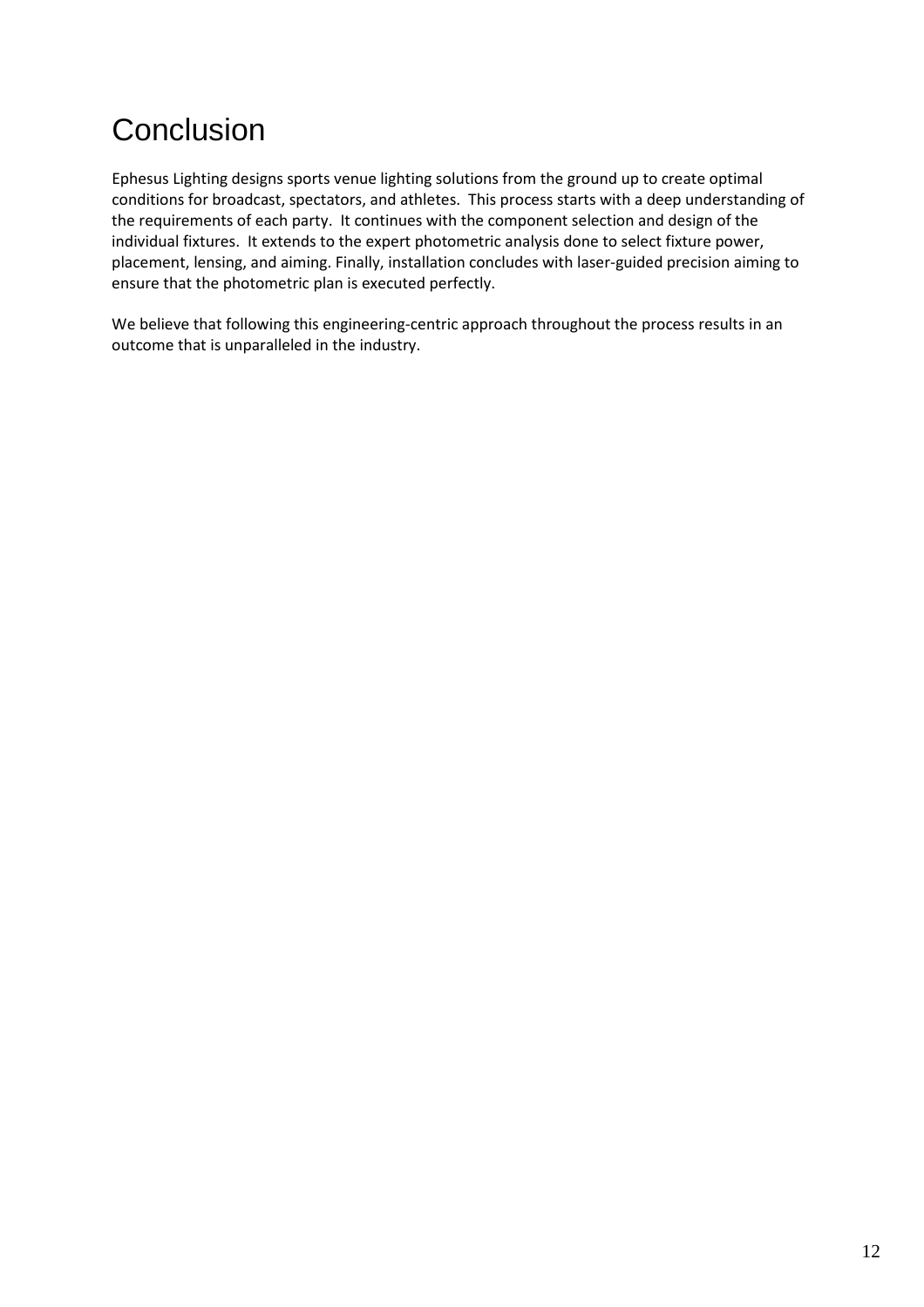# Conclusion

Ephesus Lighting designs sports venue lighting solutions from the ground up to create optimal conditions for broadcast, spectators, and athletes. This process starts with a deep understanding of the requirements of each party. It continues with the component selection and design of the individual fixtures. It extends to the expert photometric analysis done to select fixture power, placement, lensing, and aiming. Finally, installation concludes with laser-guided precision aiming to ensure that the photometric plan is executed perfectly.

We believe that following this engineering-centric approach throughout the process results in an outcome that is unparalleled in the industry.